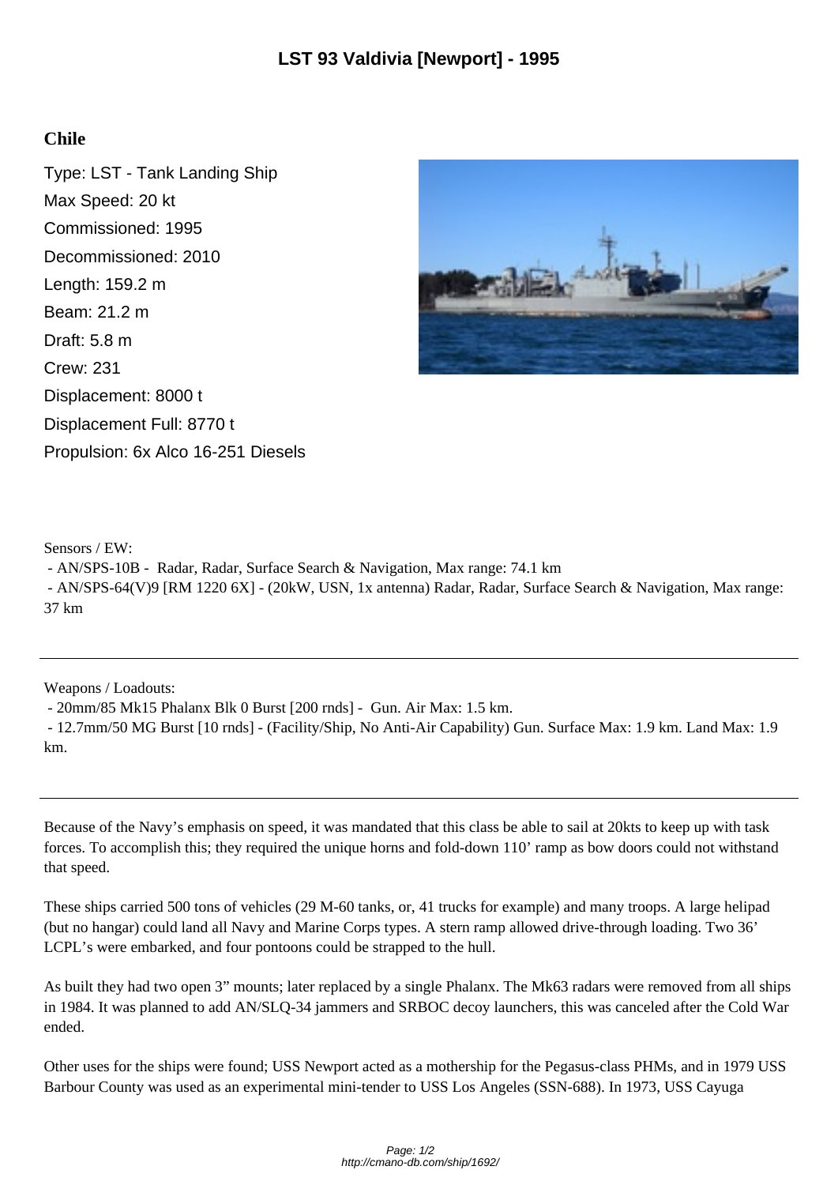# LST 93 Valdivia [Newport] - 1995

## Chile

Type: LST - Tank Landing Ship
Max Speed: 20 kt
Commissioned: 1995
Decommissioned: 2010
Length: 159.2 m
Beam: 21.2 m
Draft: 5.8 m
Crew: 231
Displacement: 8000 t
Displacement Full: 8770 t
Propulsion: 6x Alco 16-251 Diesels

Sensors / EW:
- AN/SPS-10B - Radar, Radar, Surface Search & Navigation, Max range: 74.1 km
- AN/SPS-64(V)9 [RM 1220 6X] - (20kW, USN, 1x antenna) Radar, Radar, Surface Search & Navigation, Max range: 37 km

---

Weapons / Loadouts:
- 20mm/85 Mk15 Phalanx Blk 0 Burst [200 rnds] - Gun. Air Max: 1.5 km.
- 12.7mm/50 MG Burst [10 rnds] - (Facility/Ship, No Anti-Air Capability) Gun. Surface Max: 1.9 km. Land Max: 1.9 km.

---

Because of the Navy's emphasis on speed, it was mandated that this class be able to sail at 20kts to keep up with task forces. To accomplish this; they required the unique horns and fold-down 110' ramp as bow doors could not withstand that speed.

These ships carried 500 tons of vehicles (29 M-60 tanks, or, 41 trucks for example) and many troops. A large helipad (but no hangar) could land all Navy and Marine Corps types. A stern ramp allowed drive-through loading. Two 36' LCPL's were embarked, and four pontoons could be strapped to the hull.

As built they had two open 3" mounts; later replaced by a single Phalanx. The Mk63 radars were removed from all ships in 1984. It was planned to add AN/SLQ-34 jammers and SRBOC decoy launchers, this was canceled after the Cold War ended.

Other uses for the ships were found; USS Newport acted as a mothership for the Pegasus-class PHMs, and in 1979 USS Barbour County was used as an experimental mini-tender to USS Los Angeles (SSN-688). In 1973, USS Cayuga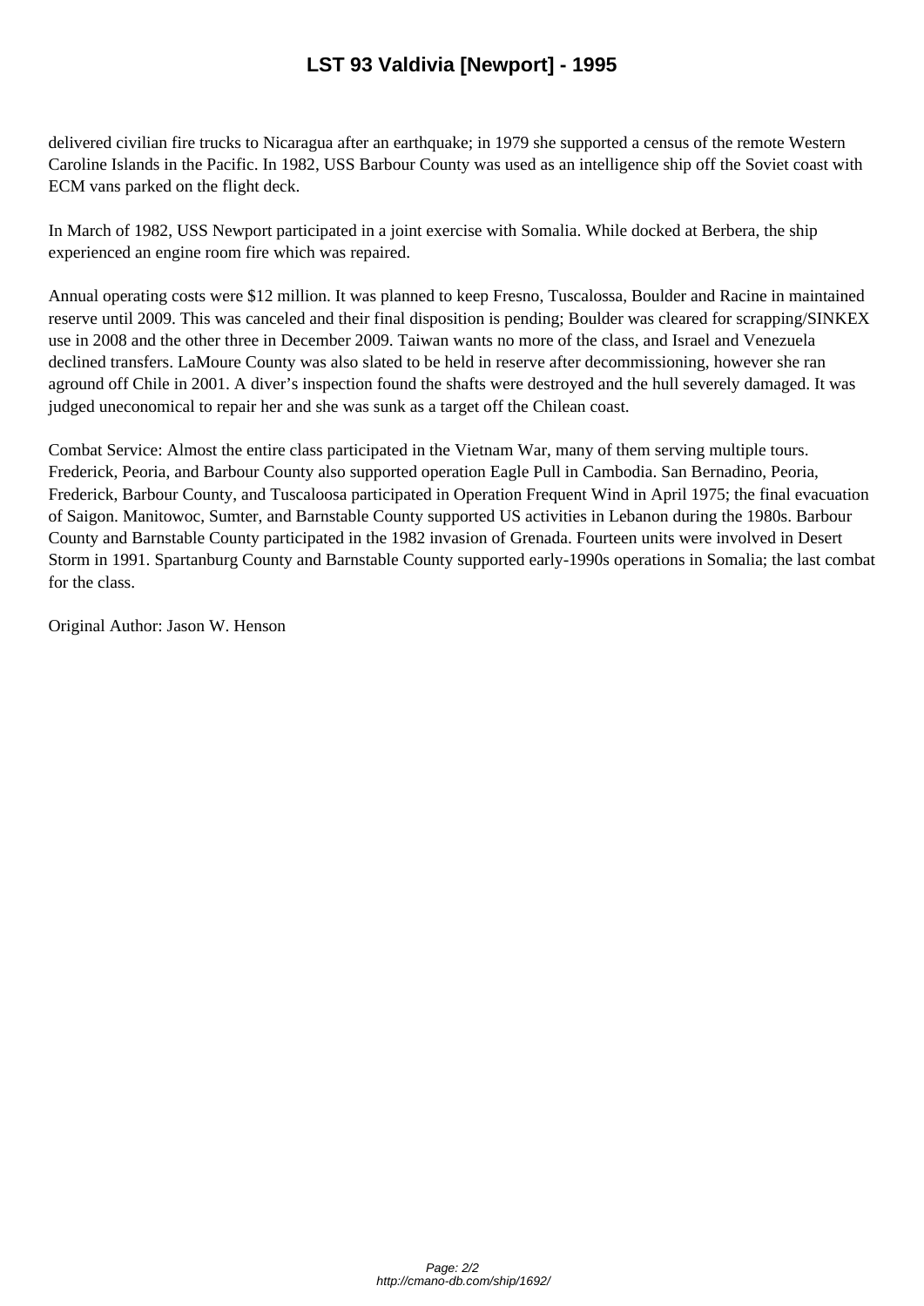delivered civilian fire trucks to Nicaragua after an earthquake; in 1979 she supported a census of the remote Western Caroline Islands in the Pacific. In 1982, USS Barbour County was used as an intelligence ship off the Soviet coast with ECM vans parked on the flight deck.

In March of 1982, USS Newport participated in a joint exercise with Somalia. While docked at Berbera, the ship experienced an engine room fire which was repaired.

Annual operating costs were $12 million. It was planned to keep Fresno, Tuscalossa, Boulder and Racine in maintained reserve until 2009. This was canceled and their final disposition is pending; Boulder was cleared for scrapping/SINKEX use in 2008 and the other three in December 2009. Taiwan wants no more of the class, and Israel and Venezuela declined transfers. LaMoure County was also slated to be held in reserve after decommissioning, however she ran aground off Chile in 2001. A diver's inspection found the shafts were destroyed and the hull severely damaged. It was judged uneconomical to repair her and she was sunk as a target off the Chilean coast.

Combat Service: Almost the entire class participated in the Vietnam War, many of them serving multiple tours. Frederick, Peoria, and Barbour County also supported operation Eagle Pull in Cambodia. San Bernadino, Peoria, Frederick, Barbour County, and Tuscaloosa participated in Operation Frequent Wind in April 1975; the final evacuation of Saigon. Manitowoc, Sumter, and Barnstable County supported US activities in Lebanon during the 1980s. Barbour County and Barnstable County participated in the 1982 invasion of Grenada. Fourteen units were involved in Desert Storm in 1991. Spartanburg County and Barnstable County supported early-1990s operations in Somalia; the last combat for the class.

Original Author: Jason W. Henson